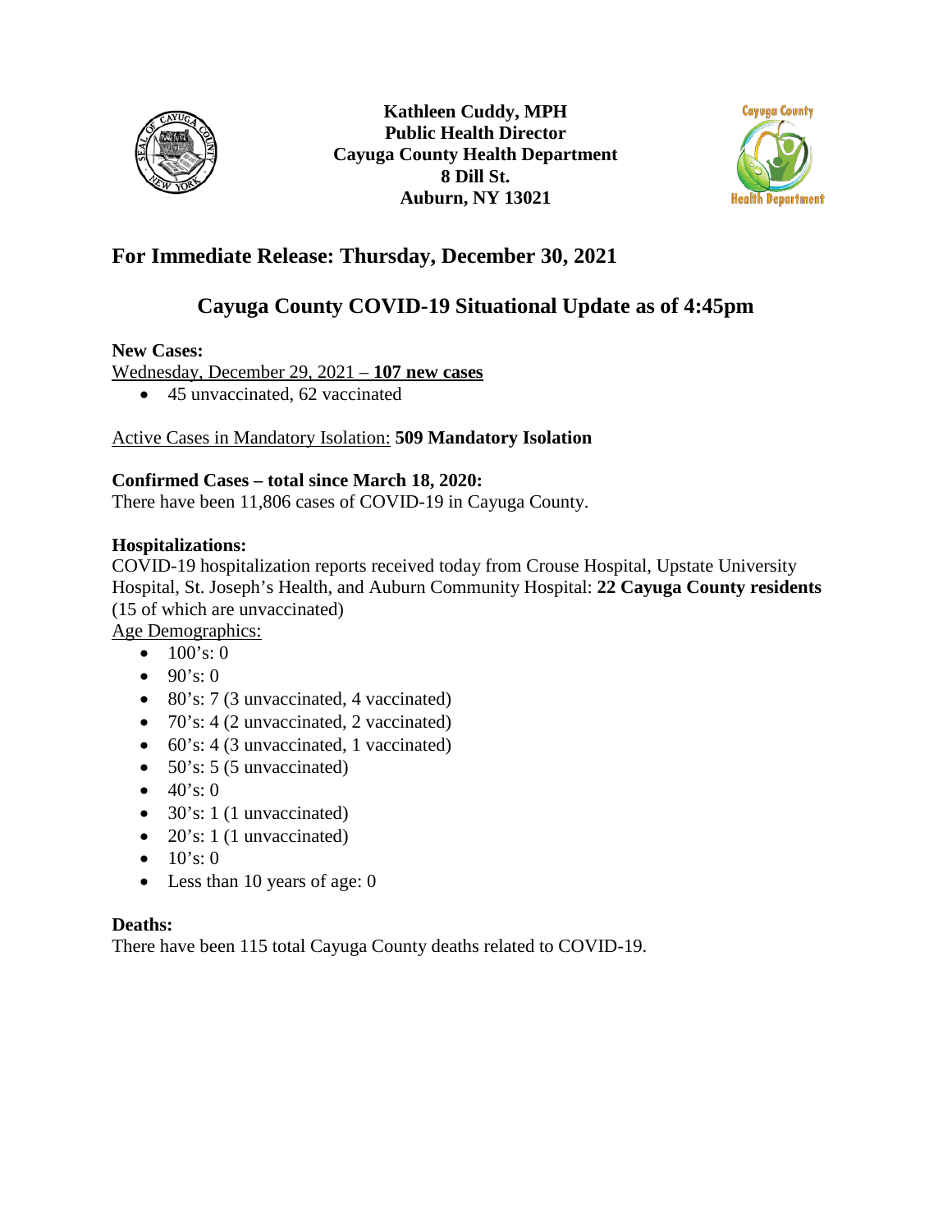**Kathleen Cuddy, MPH**
**Public Health Director**
**Cayuga County Health Department**
**8 Dill St.**
**Auburn, NY 13021**

## For Immediate Release: Thursday, December 30, 2021

## Cayuga County COVID-19 Situational Update as of 4:45pm

**New Cases:**

Wednesday, December 29, 2021 – **107 new cases**

- 45 unvaccinated, 62 vaccinated

Active Cases in Mandatory Isolation: **509 Mandatory Isolation**

**Confirmed Cases – total since March 18, 2020:**

There have been 11,806 cases of COVID-19 in Cayuga County.

**Hospitalizations:**

COVID-19 hospitalization reports received today from Crouse Hospital, Upstate University Hospital, St. Joseph's Health, and Auburn Community Hospital: **22 Cayuga County residents** (15 of which are unvaccinated)

Age Demographics:

- 100's: 0
- 90's: 0
- 80's: 7 (3 unvaccinated, 4 vaccinated)
- 70's: 4 (2 unvaccinated, 2 vaccinated)
- 60's: 4 (3 unvaccinated, 1 vaccinated)
- 50's: 5 (5 unvaccinated)
- 40's: 0
- 30's: 1 (1 unvaccinated)
- 20's: 1 (1 unvaccinated)
- 10's: 0
- Less than 10 years of age: 0

**Deaths:**

There have been 115 total Cayuga County deaths related to COVID-19.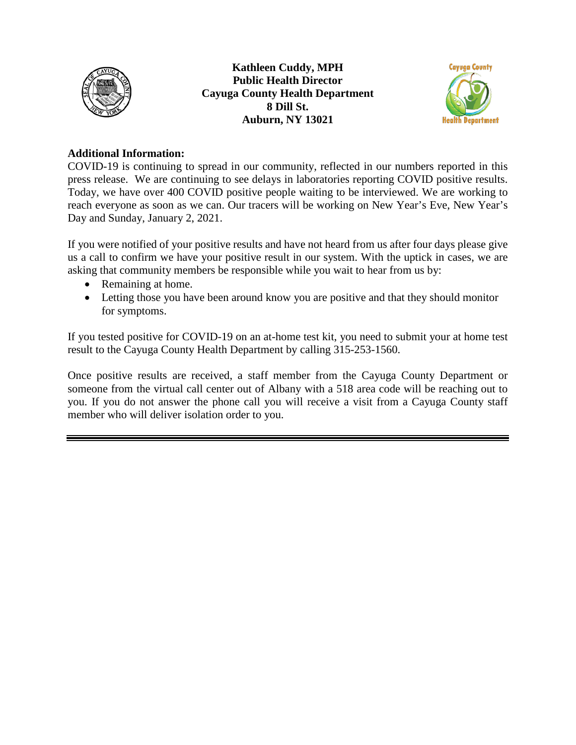**Kathleen Cuddy, MPH**
**Public Health Director**
**Cayuga County Health Department**
**8 Dill St.**
**Auburn, NY 13021**

**Additional Information:**

COVID-19 is continuing to spread in our community, reflected in our numbers reported in this press release. We are continuing to see delays in laboratories reporting COVID positive results. Today, we have over 400 COVID positive people waiting to be interviewed. We are working to reach everyone as soon as we can. Our tracers will be working on New Year's Eve, New Year's Day and Sunday, January 2, 2021.

If you were notified of your positive results and have not heard from us after four days please give us a call to confirm we have your positive result in our system. With the uptick in cases, we are asking that community members be responsible while you wait to hear from us by:

- Remaining at home.
- Letting those you have been around know you are positive and that they should monitor for symptoms.

If you tested positive for COVID-19 on an at-home test kit, you need to submit your at home test result to the Cayuga County Health Department by calling 315-253-1560.

Once positive results are received, a staff member from the Cayuga County Department or someone from the virtual call center out of Albany with a 518 area code will be reaching out to you. If you do not answer the phone call you will receive a visit from a Cayuga County staff member who will deliver isolation order to you.